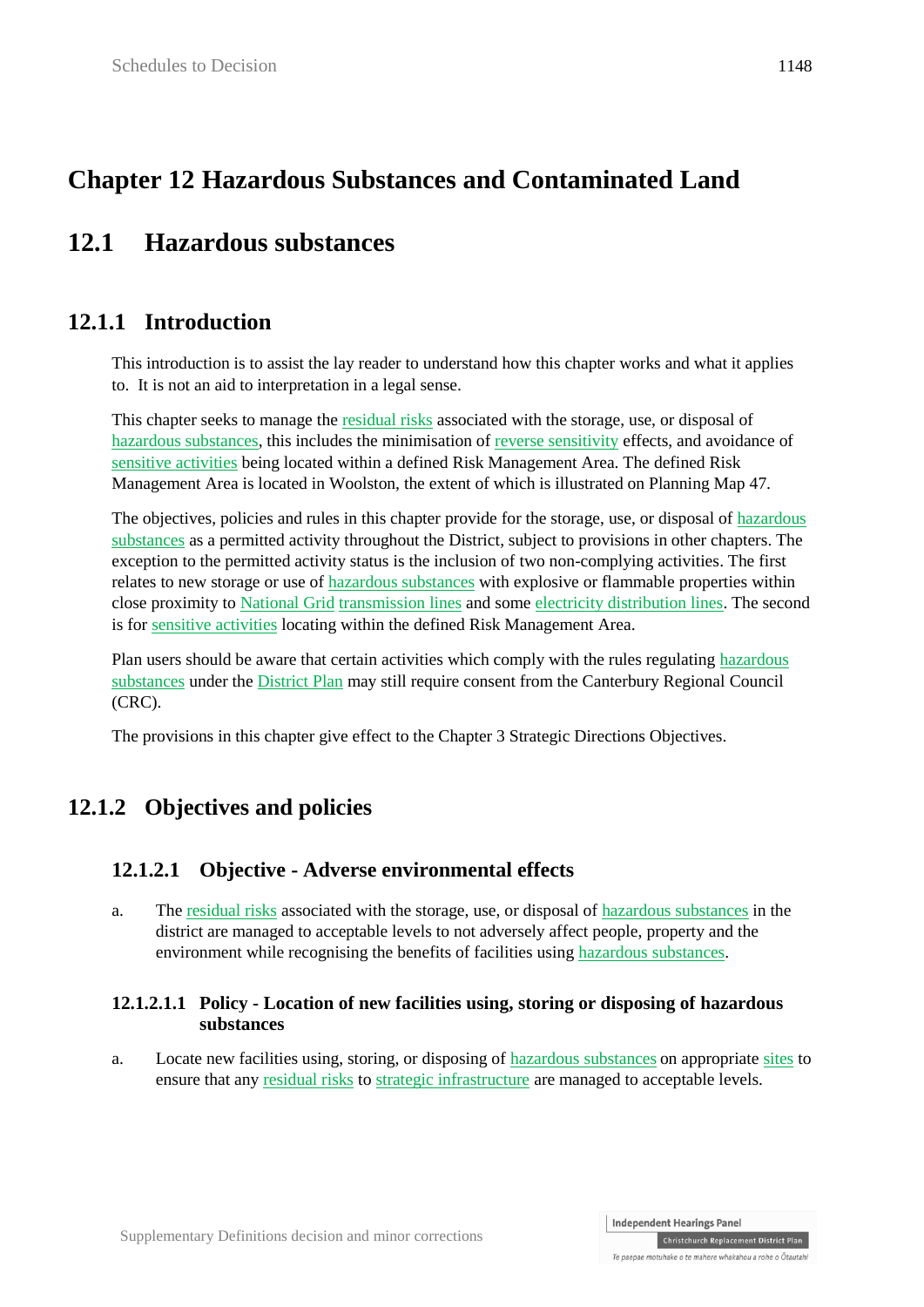# Chapter 12 Hazardous Substances and Contaminated Land

## 12.1 Hazardous substances

### 12.1.1 Introduction

This introduction is to assist the lay reader to understand how this chapter works and what it applies to. It is not an aid to interpretation in a legal sense.

This chapter seeks to manage the residual risks associated with the storage, use, or disposal of hazardous substances, this includes the minimisation of reverse sensitivity effects, and avoidance of sensitive activities being located within a defined Risk Management Area. The defined Risk Management Area is located in Woolston, the extent of which is illustrated on Planning Map 47.

The objectives, policies and rules in this chapter provide for the storage, use, or disposal of hazardous substances as a permitted activity throughout the District, subject to provisions in other chapters. The exception to the permitted activity status is the inclusion of two non-complying activities. The first relates to new storage or use of hazardous substances with explosive or flammable properties within close proximity to National Grid transmission lines and some electricity distribution lines. The second is for sensitive activities locating within the defined Risk Management Area.

Plan users should be aware that certain activities which comply with the rules regulating hazardous substances under the District Plan may still require consent from the Canterbury Regional Council (CRC).

The provisions in this chapter give effect to the Chapter 3 Strategic Directions Objectives.

### 12.1.2 Objectives and policies

#### 12.1.2.1 Objective - Adverse environmental effects

a. The residual risks associated with the storage, use, or disposal of hazardous substances in the district are managed to acceptable levels to not adversely affect people, property and the environment while recognising the benefits of facilities using hazardous substances.

##### 12.1.2.1.1 Policy - Location of new facilities using, storing or disposing of hazardous substances

a. Locate new facilities using, storing, or disposing of hazardous substances on appropriate sites to ensure that any residual risks to strategic infrastructure are managed to acceptable levels.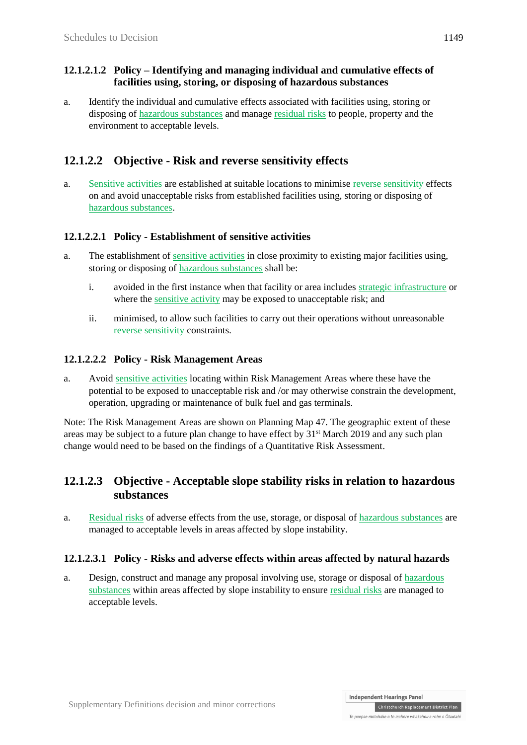#### 12.1.2.1.2 Policy – Identifying and managing individual and cumulative effects of facilities using, storing, or disposing of hazardous substances

a. Identify the individual and cumulative effects associated with facilities using, storing or disposing of hazardous substances and manage residual risks to people, property and the environment to acceptable levels.

### 12.1.2.2 Objective - Risk and reverse sensitivity effects

a. Sensitive activities are established at suitable locations to minimise reverse sensitivity effects on and avoid unacceptable risks from established facilities using, storing or disposing of hazardous substances.

#### 12.1.2.2.1 Policy - Establishment of sensitive activities

a. The establishment of sensitive activities in close proximity to existing major facilities using, storing or disposing of hazardous substances shall be:

   i. avoided in the first instance when that facility or area includes strategic infrastructure or where the sensitive activity may be exposed to unacceptable risk; and

   ii. minimised, to allow such facilities to carry out their operations without unreasonable reverse sensitivity constraints.

#### 12.1.2.2.2 Policy - Risk Management Areas

a. Avoid sensitive activities locating within Risk Management Areas where these have the potential to be exposed to unacceptable risk and /or may otherwise constrain the development, operation, upgrading or maintenance of bulk fuel and gas terminals.

Note: The Risk Management Areas are shown on Planning Map 47. The geographic extent of these areas may be subject to a future plan change to have effect by 31st March 2019 and any such plan change would need to be based on the findings of a Quantitative Risk Assessment.

### 12.1.2.3 Objective - Acceptable slope stability risks in relation to hazardous substances

a. Residual risks of adverse effects from the use, storage, or disposal of hazardous substances are managed to acceptable levels in areas affected by slope instability.

#### 12.1.2.3.1 Policy - Risks and adverse effects within areas affected by natural hazards

a. Design, construct and manage any proposal involving use, storage or disposal of hazardous substances within areas affected by slope instability to ensure residual risks are managed to acceptable levels.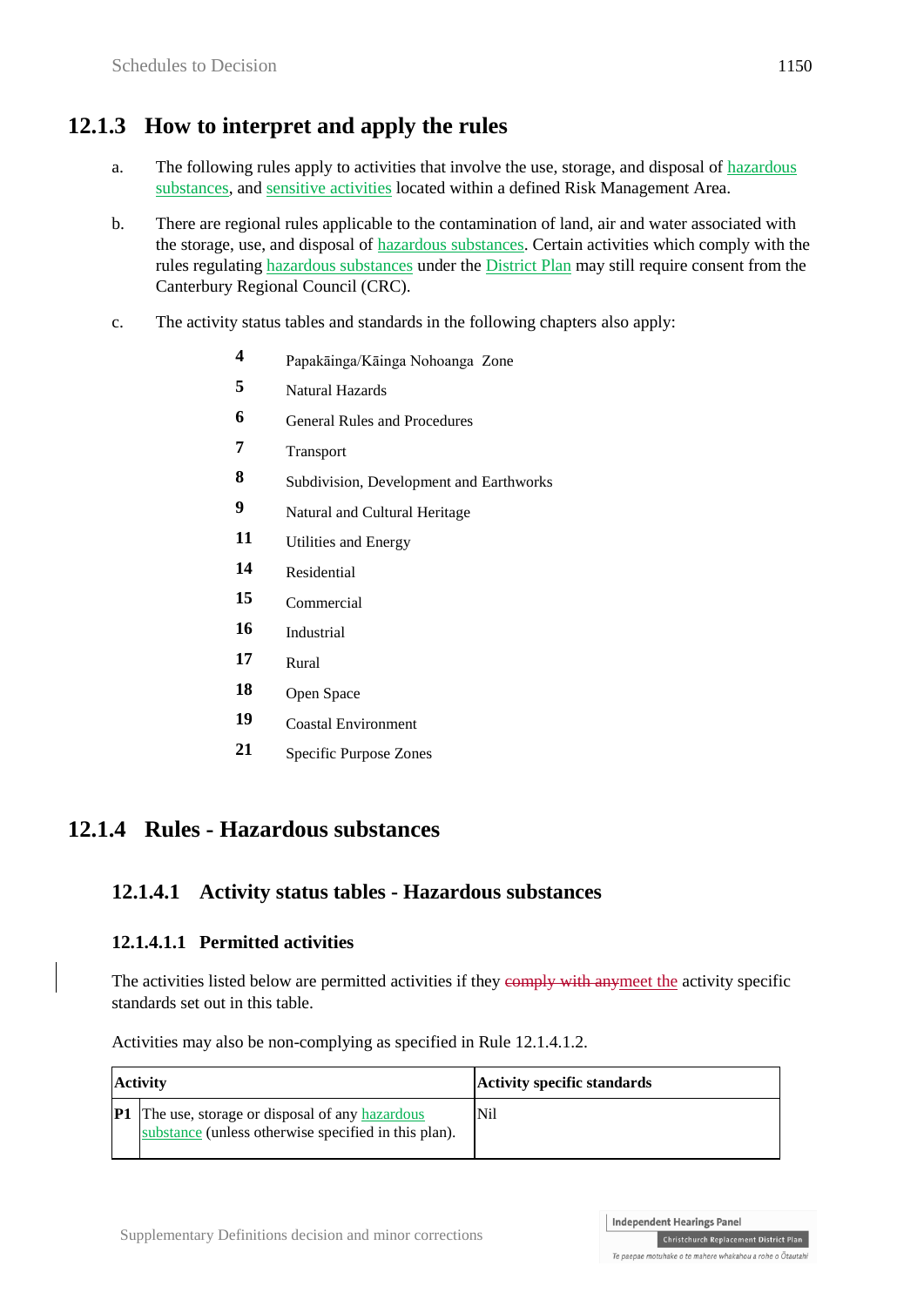## 12.1.3 How to interpret and apply the rules

a. The following rules apply to activities that involve the use, storage, and disposal of hazardous substances, and sensitive activities located within a defined Risk Management Area.

b. There are regional rules applicable to the contamination of land, air and water associated with the storage, use, and disposal of hazardous substances. Certain activities which comply with the rules regulating hazardous substances under the District Plan may still require consent from the Canterbury Regional Council (CRC).

c. The activity status tables and standards in the following chapters also apply:

| | |
|---|---|
| **4** | Papakāinga/Kāinga Nohoanga Zone |
| **5** | Natural Hazards |
| **6** | General Rules and Procedures |
| **7** | Transport |
| **8** | Subdivision, Development and Earthworks |
| **9** | Natural and Cultural Heritage |
| **11** | Utilities and Energy |
| **14** | Residential |
| **15** | Commercial |
| **16** | Industrial |
| **17** | Rural |
| **18** | Open Space |
| **19** | Coastal Environment |
| **21** | Specific Purpose Zones |

## 12.1.4 Rules - Hazardous substances

### 12.1.4.1 Activity status tables - Hazardous substances

#### 12.1.4.1.1 Permitted activities

The activities listed below are permitted activities if they ~~comply with any~~meet the activity specific standards set out in this table.

Activities may also be non-complying as specified in Rule 12.1.4.1.2.

| **Activity** | | **Activity specific standards** |
|---|---|---|
| **P1** | The use, storage or disposal of any hazardous substance (unless otherwise specified in this plan). | Nil |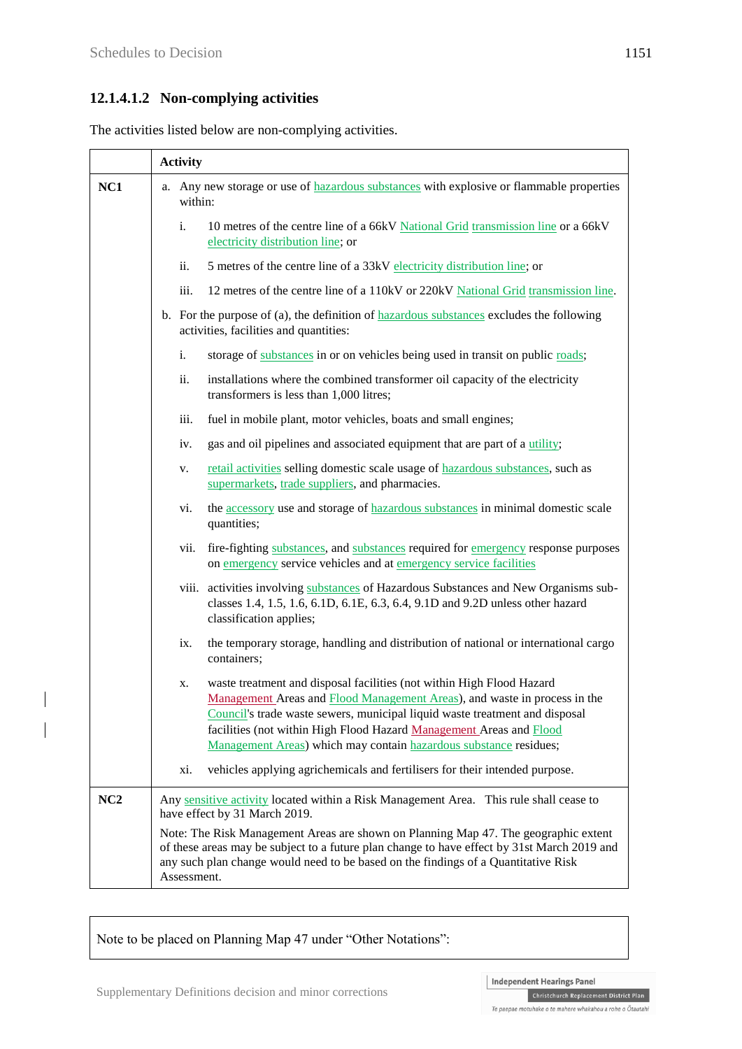### 12.1.4.1.2 Non-complying activities

The activities listed below are non-complying activities.

| | Activity |
|---|---|
| **NC1** | a. Any new storage or use of hazardous substances with explosive or flammable properties within:<br><br>i. 10 metres of the centre line of a 66kV National Grid transmission line or a 66kV electricity distribution line; or<br><br>ii. 5 metres of the centre line of a 33kV electricity distribution line; or<br><br>iii. 12 metres of the centre line of a 110kV or 220kV National Grid transmission line.<br><br>b. For the purpose of (a), the definition of hazardous substances excludes the following activities, facilities and quantities:<br><br>i. storage of substances in or on vehicles being used in transit on public roads;<br><br>ii. installations where the combined transformer oil capacity of the electricity transformers is less than 1,000 litres;<br><br>iii. fuel in mobile plant, motor vehicles, boats and small engines;<br><br>iv. gas and oil pipelines and associated equipment that are part of a utility;<br><br>v. retail activities selling domestic scale usage of hazardous substances, such as supermarkets, trade suppliers, and pharmacies.<br><br>vi. the accessory use and storage of hazardous substances in minimal domestic scale quantities;<br><br>vii. fire-fighting substances, and substances required for emergency response purposes on emergency service vehicles and at emergency service facilities<br><br>viii. activities involving substances of Hazardous Substances and New Organisms sub-classes 1.4, 1.5, 1.6, 6.1D, 6.1E, 6.3, 6.4, 9.1D and 9.2D unless other hazard classification applies;<br><br>ix. the temporary storage, handling and distribution of national or international cargo containers;<br><br>x. waste treatment and disposal facilities (not within High Flood Hazard Management Areas and Flood Management Areas), and waste in process in the Council's trade waste sewers, municipal liquid waste treatment and disposal facilities (not within High Flood Hazard Management Areas and Flood Management Areas) which may contain hazardous substance residues;<br><br>xi. vehicles applying agrichemicals and fertilisers for their intended purpose. |
| **NC2** | Any sensitive activity located within a Risk Management Area. This rule shall cease to have effect by 31 March 2019.<br><br>Note: The Risk Management Areas are shown on Planning Map 47. The geographic extent of these areas may be subject to a future plan change to have effect by 31st March 2019 and any such plan change would need to be based on the findings of a Quantitative Risk Assessment. |

Note to be placed on Planning Map 47 under "Other Notations":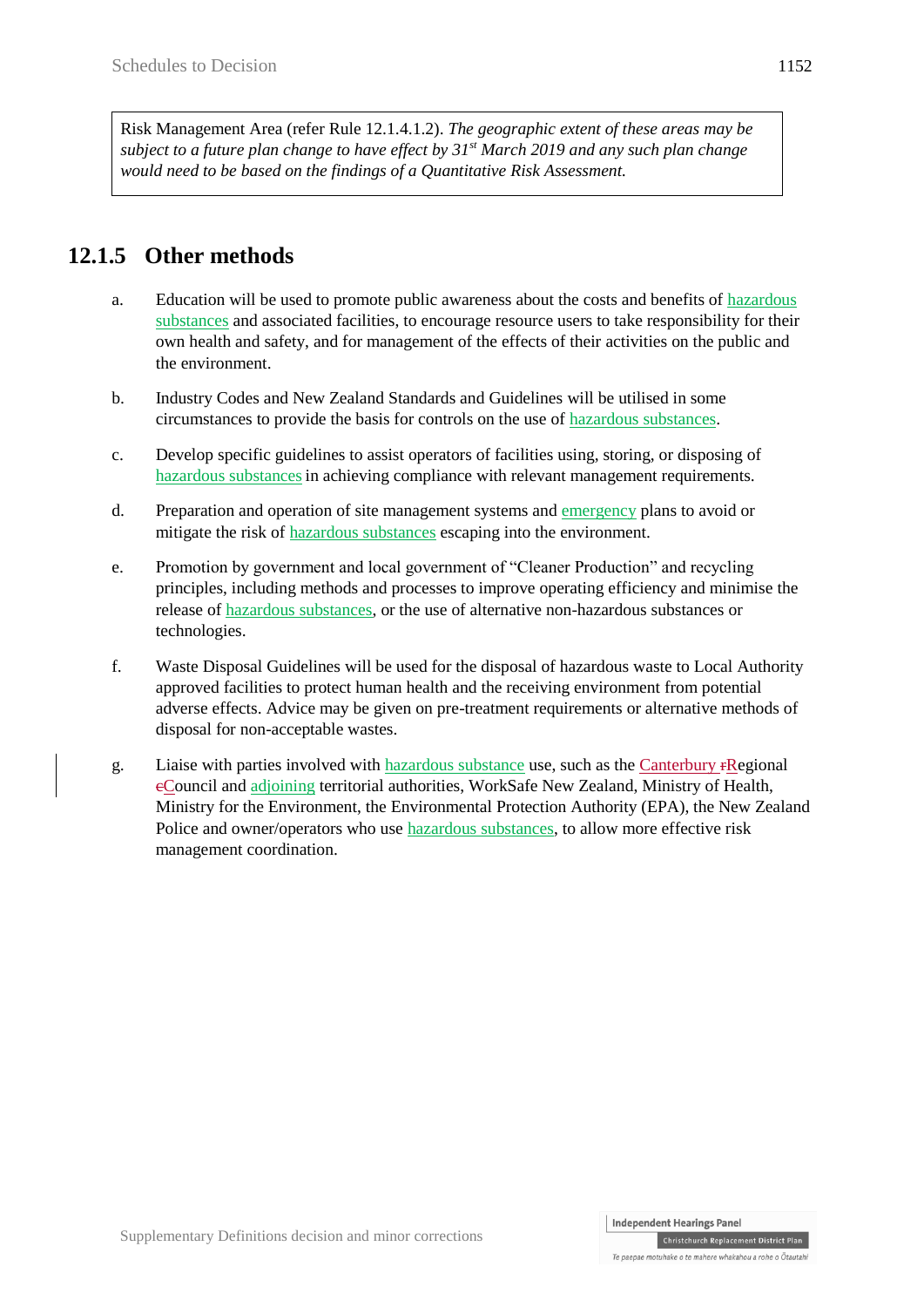Risk Management Area (refer Rule 12.1.4.1.2). *The geographic extent of these areas may be subject to a future plan change to have effect by 31st March 2019 and any such plan change would need to be based on the findings of a Quantitative Risk Assessment.*

## 12.1.5 Other methods

a. Education will be used to promote public awareness about the costs and benefits of hazardous substances and associated facilities, to encourage resource users to take responsibility for their own health and safety, and for management of the effects of their activities on the public and the environment.

b. Industry Codes and New Zealand Standards and Guidelines will be utilised in some circumstances to provide the basis for controls on the use of hazardous substances.

c. Develop specific guidelines to assist operators of facilities using, storing, or disposing of hazardous substances in achieving compliance with relevant management requirements.

d. Preparation and operation of site management systems and emergency plans to avoid or mitigate the risk of hazardous substances escaping into the environment.

e. Promotion by government and local government of "Cleaner Production" and recycling principles, including methods and processes to improve operating efficiency and minimise the release of hazardous substances, or the use of alternative non-hazardous substances or technologies.

f. Waste Disposal Guidelines will be used for the disposal of hazardous waste to Local Authority approved facilities to protect human health and the receiving environment from potential adverse effects. Advice may be given on pre-treatment requirements or alternative methods of disposal for non-acceptable wastes.

g. Liaise with parties involved with hazardous substance use, such as the Canterbury ~~r~~Regional ~~c~~Council and adjoining territorial authorities, WorkSafe New Zealand, Ministry of Health, Ministry for the Environment, the Environmental Protection Authority (EPA), the New Zealand Police and owner/operators who use hazardous substances, to allow more effective risk management coordination.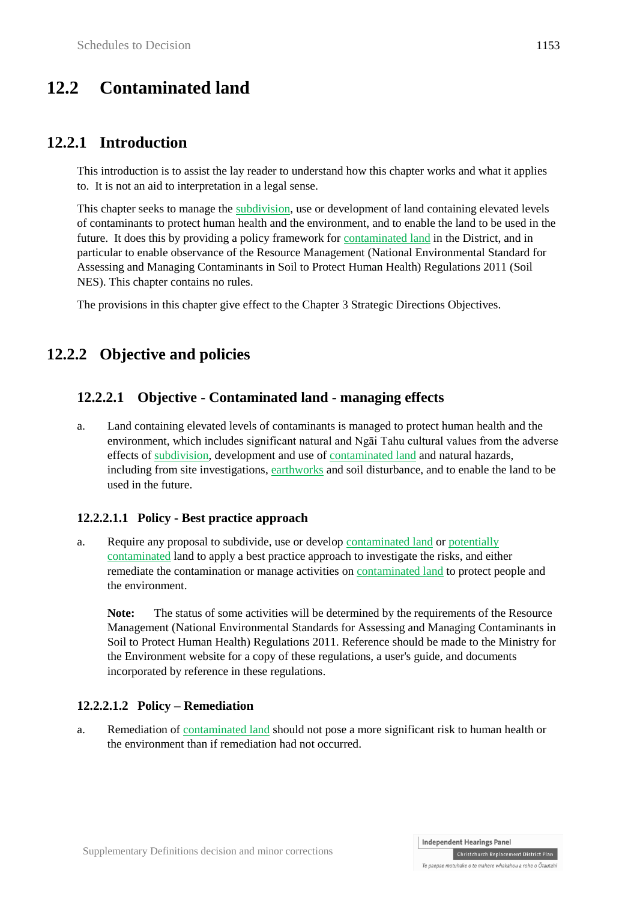# 12.2 Contaminated land

## 12.2.1 Introduction

This introduction is to assist the lay reader to understand how this chapter works and what it applies to. It is not an aid to interpretation in a legal sense.

This chapter seeks to manage the subdivision, use or development of land containing elevated levels of contaminants to protect human health and the environment, and to enable the land to be used in the future. It does this by providing a policy framework for contaminated land in the District, and in particular to enable observance of the Resource Management (National Environmental Standard for Assessing and Managing Contaminants in Soil to Protect Human Health) Regulations 2011 (Soil NES). This chapter contains no rules.

The provisions in this chapter give effect to the Chapter 3 Strategic Directions Objectives.

## 12.2.2 Objective and policies

### 12.2.2.1 Objective - Contaminated land - managing effects

a. Land containing elevated levels of contaminants is managed to protect human health and the environment, which includes significant natural and Ngāi Tahu cultural values from the adverse effects of subdivision, development and use of contaminated land and natural hazards, including from site investigations, earthworks and soil disturbance, and to enable the land to be used in the future.

#### 12.2.2.1.1 Policy - Best practice approach

a. Require any proposal to subdivide, use or develop contaminated land or potentially contaminated land to apply a best practice approach to investigate the risks, and either remediate the contamination or manage activities on contaminated land to protect people and the environment.

**Note:** The status of some activities will be determined by the requirements of the Resource Management (National Environmental Standards for Assessing and Managing Contaminants in Soil to Protect Human Health) Regulations 2011. Reference should be made to the Ministry for the Environment website for a copy of these regulations, a user's guide, and documents incorporated by reference in these regulations.

#### 12.2.2.1.2 Policy – Remediation

a. Remediation of contaminated land should not pose a more significant risk to human health or the environment than if remediation had not occurred.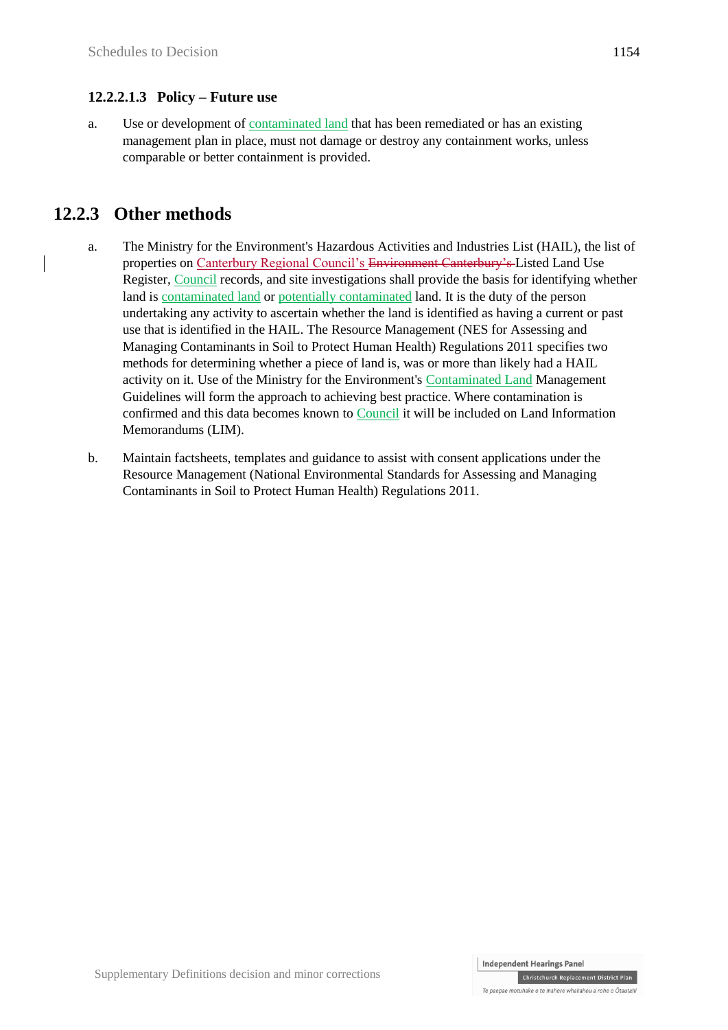#### 12.2.2.1.3 Policy – Future use

a. Use or development of contaminated land that has been remediated or has an existing management plan in place, must not damage or destroy any containment works, unless comparable or better containment is provided.

## 12.2.3 Other methods

a. The Ministry for the Environment's Hazardous Activities and Industries List (HAIL), the list of properties on Canterbury Regional Council's ~~Environment Canterbury's~~ Listed Land Use Register, Council records, and site investigations shall provide the basis for identifying whether land is contaminated land or potentially contaminated land. It is the duty of the person undertaking any activity to ascertain whether the land is identified as having a current or past use that is identified in the HAIL. The Resource Management (NES for Assessing and Managing Contaminants in Soil to Protect Human Health) Regulations 2011 specifies two methods for determining whether a piece of land is, was or more than likely had a HAIL activity on it. Use of the Ministry for the Environment's Contaminated Land Management Guidelines will form the approach to achieving best practice. Where contamination is confirmed and this data becomes known to Council it will be included on Land Information Memorandums (LIM).

b. Maintain factsheets, templates and guidance to assist with consent applications under the Resource Management (National Environmental Standards for Assessing and Managing Contaminants in Soil to Protect Human Health) Regulations 2011.